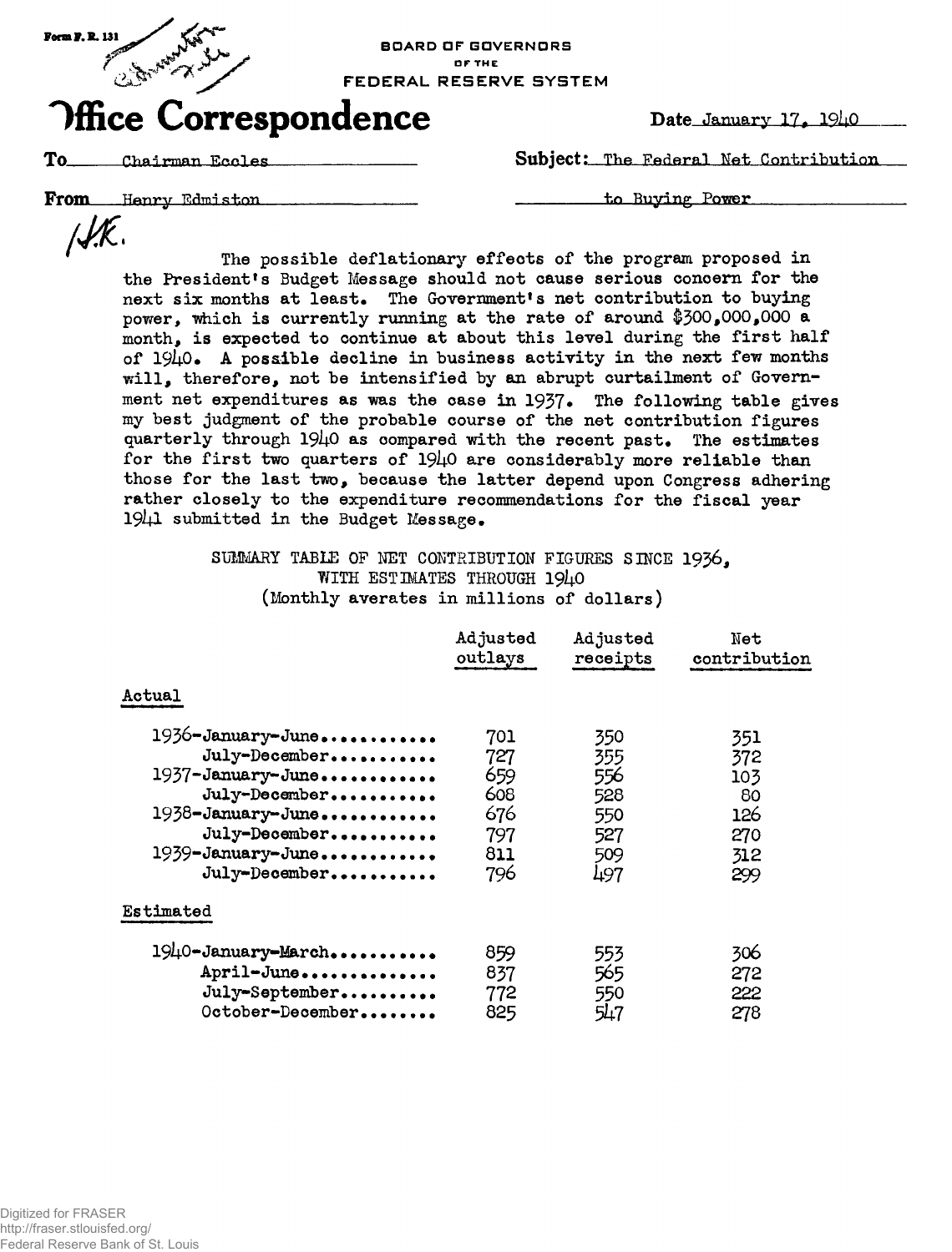Form F. R. 131

BOARD OF GOVERNORS
OF THE
FEDERAL RESERVE SYSTEM

# Office Correspondence

Date January 17, 1940

To Chairman Eccles

Subject: The Federal Net Contribution to Buying Power

From Henry Edmiston

H.E.

The possible deflationary effects of the program proposed in the President's Budget Message should not cause serious concern for the next six months at least. The Government's net contribution to buying power, which is currently running at the rate of around $300,000,000 a month, is expected to continue at about this level during the first half of 1940. A possible decline in business activity in the next few months will, therefore, not be intensified by an abrupt curtailment of Government net expenditures as was the case in 1937. The following table gives my best judgment of the probable course of the net contribution figures quarterly through 1940 as compared with the recent past. The estimates for the first two quarters of 1940 are considerably more reliable than those for the last two, because the latter depend upon Congress adhering rather closely to the expenditure recommendations for the fiscal year 1941 submitted in the Budget Message.

SUMMARY TABLE OF NET CONTRIBUTION FIGURES SINCE 1936,
WITH ESTIMATES THROUGH 1940
(Monthly averates in millions of dollars)

| | Adjusted outlays | Adjusted receipts | Net contribution |
|---|---|---|---|
| **Actual** | | | |
| 1936-January-June | 701 | 350 | 351 |
| July-December | 727 | 355 | 372 |
| 1937-January-June | 659 | 556 | 103 |
| July-December | 608 | 528 | 80 |
| 1938-January-June | 676 | 550 | 126 |
| July-December | 797 | 527 | 270 |
| 1939-January-June | 811 | 509 | 312 |
| July-December | 796 | 497 | 299 |
| **Estimated** | | | |
| 1940-January-March | 859 | 553 | 306 |
| April-June | 837 | 565 | 272 |
| July-September | 772 | 550 | 222 |
| October-December | 825 | 547 | 278 |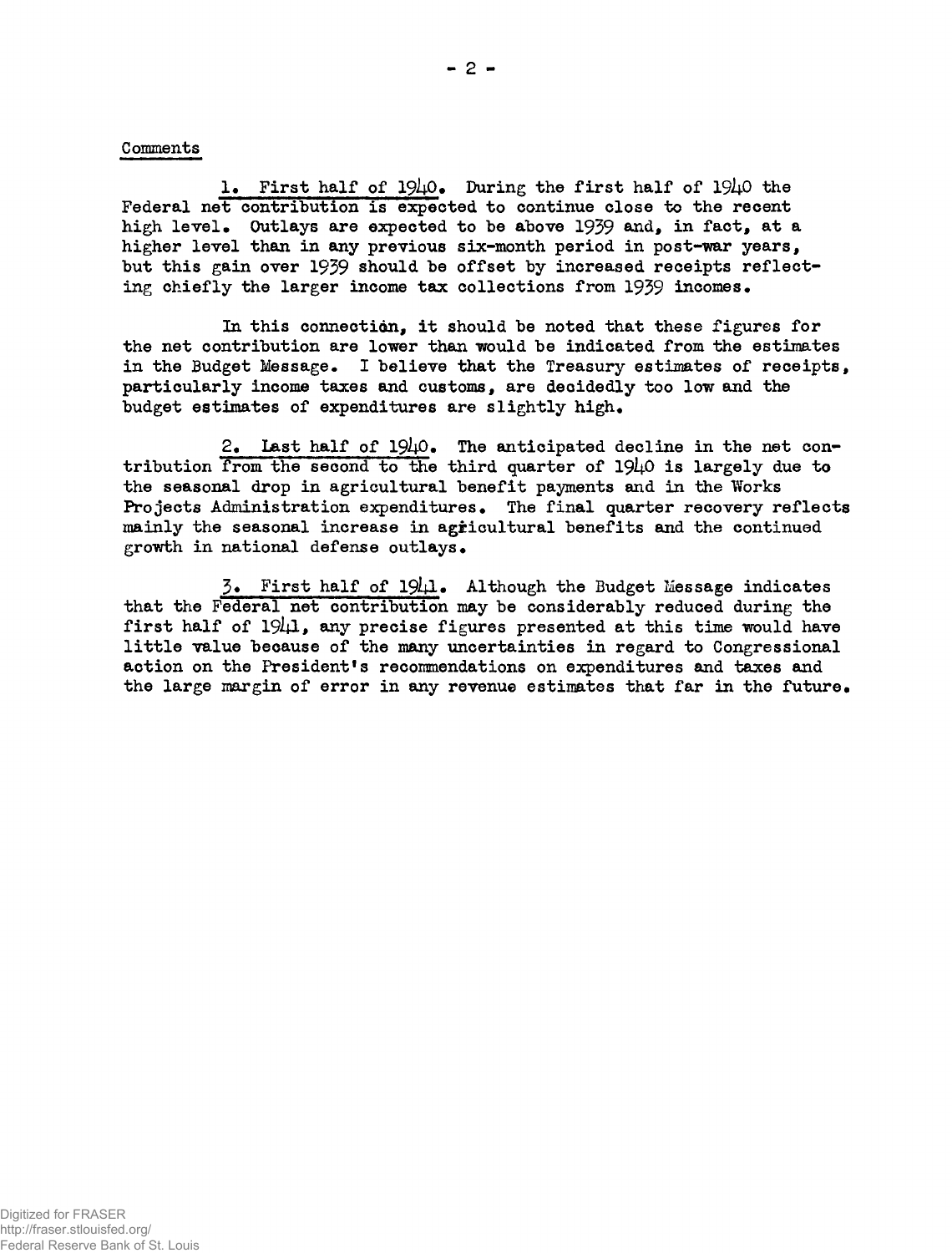Comments

1. First half of 1940. During the first half of 1940 the Federal net contribution is expected to continue close to the recent high level. Outlays are expected to be above 1939 and, in fact, at a higher level than in any previous six-month period in post-war years, but this gain over 1939 should be offset by increased receipts reflecting chiefly the larger income tax collections from 1939 incomes.

In this connection, it should be noted that these figures for the net contribution are lower than would be indicated from the estimates in the Budget Message. I believe that the Treasury estimates of receipts, particularly income taxes and customs, are decidedly too low and the budget estimates of expenditures are slightly high.

2. Last half of 1940. The anticipated decline in the net contribution from the second to the third quarter of 1940 is largely due to the seasonal drop in agricultural benefit payments and in the Works Projects Administration expenditures. The final quarter recovery reflects mainly the seasonal increase in agricultural benefits and the continued growth in national defense outlays.

3. First half of 1941. Although the Budget Message indicates that the Federal net contribution may be considerably reduced during the first half of 1941, any precise figures presented at this time would have little value because of the many uncertainties in regard to Congressional action on the President's recommendations on expenditures and taxes and the large margin of error in any revenue estimates that far in the future.